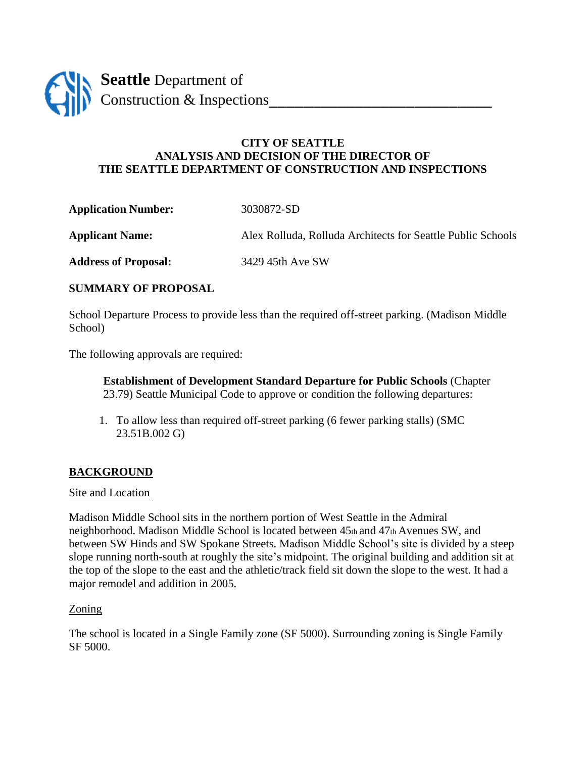**Seattle** Department of
Construction & Inspections

**CITY OF SEATTLE**
**ANALYSIS AND DECISION OF THE DIRECTOR OF**
**THE SEATTLE DEPARTMENT OF CONSTRUCTION AND INSPECTIONS**

**Application Number:** 3030872-SD

**Applicant Name:** Alex Rolluda, Rolluda Architects for Seattle Public Schools

**Address of Proposal:** 3429 45th Ave SW

## SUMMARY OF PROPOSAL

School Departure Process to provide less than the required off-street parking. (Madison Middle School)

The following approvals are required:

> **Establishment of Development Standard Departure for Public Schools** (Chapter 23.79) Seattle Municipal Code to approve or condition the following departures:

1. To allow less than required off-street parking (6 fewer parking stalls) (SMC 23.51B.002 G)

## BACKGROUND

### Site and Location

Madison Middle School sits in the northern portion of West Seattle in the Admiral neighborhood. Madison Middle School is located between 45th and 47th Avenues SW, and between SW Hinds and SW Spokane Streets. Madison Middle School's site is divided by a steep slope running north-south at roughly the site's midpoint. The original building and addition sit at the top of the slope to the east and the athletic/track field sit down the slope to the west. It had a major remodel and addition in 2005.

### Zoning

The school is located in a Single Family zone (SF 5000). Surrounding zoning is Single Family SF 5000.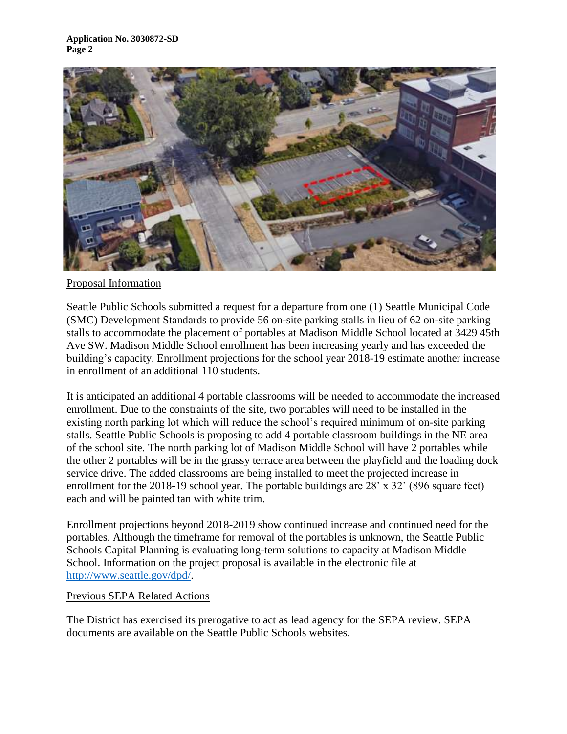## Proposal Information

Seattle Public Schools submitted a request for a departure from one (1) Seattle Municipal Code (SMC) Development Standards to provide 56 on-site parking stalls in lieu of 62 on-site parking stalls to accommodate the placement of portables at Madison Middle School located at 3429 45th Ave SW. Madison Middle School enrollment has been increasing yearly and has exceeded the building's capacity. Enrollment projections for the school year 2018-19 estimate another increase in enrollment of an additional 110 students.

It is anticipated an additional 4 portable classrooms will be needed to accommodate the increased enrollment. Due to the constraints of the site, two portables will need to be installed in the existing north parking lot which will reduce the school's required minimum of on-site parking stalls. Seattle Public Schools is proposing to add 4 portable classroom buildings in the NE area of the school site. The north parking lot of Madison Middle School will have 2 portables while the other 2 portables will be in the grassy terrace area between the playfield and the loading dock service drive. The added classrooms are being installed to meet the projected increase in enrollment for the 2018-19 school year. The portable buildings are 28' x 32' (896 square feet) each and will be painted tan with white trim.

Enrollment projections beyond 2018-2019 show continued increase and continued need for the portables. Although the timeframe for removal of the portables is unknown, the Seattle Public Schools Capital Planning is evaluating long-term solutions to capacity at Madison Middle School. Information on the project proposal is available in the electronic file at http://www.seattle.gov/dpd/.

## Previous SEPA Related Actions

The District has exercised its prerogative to act as lead agency for the SEPA review. SEPA documents are available on the Seattle Public Schools websites.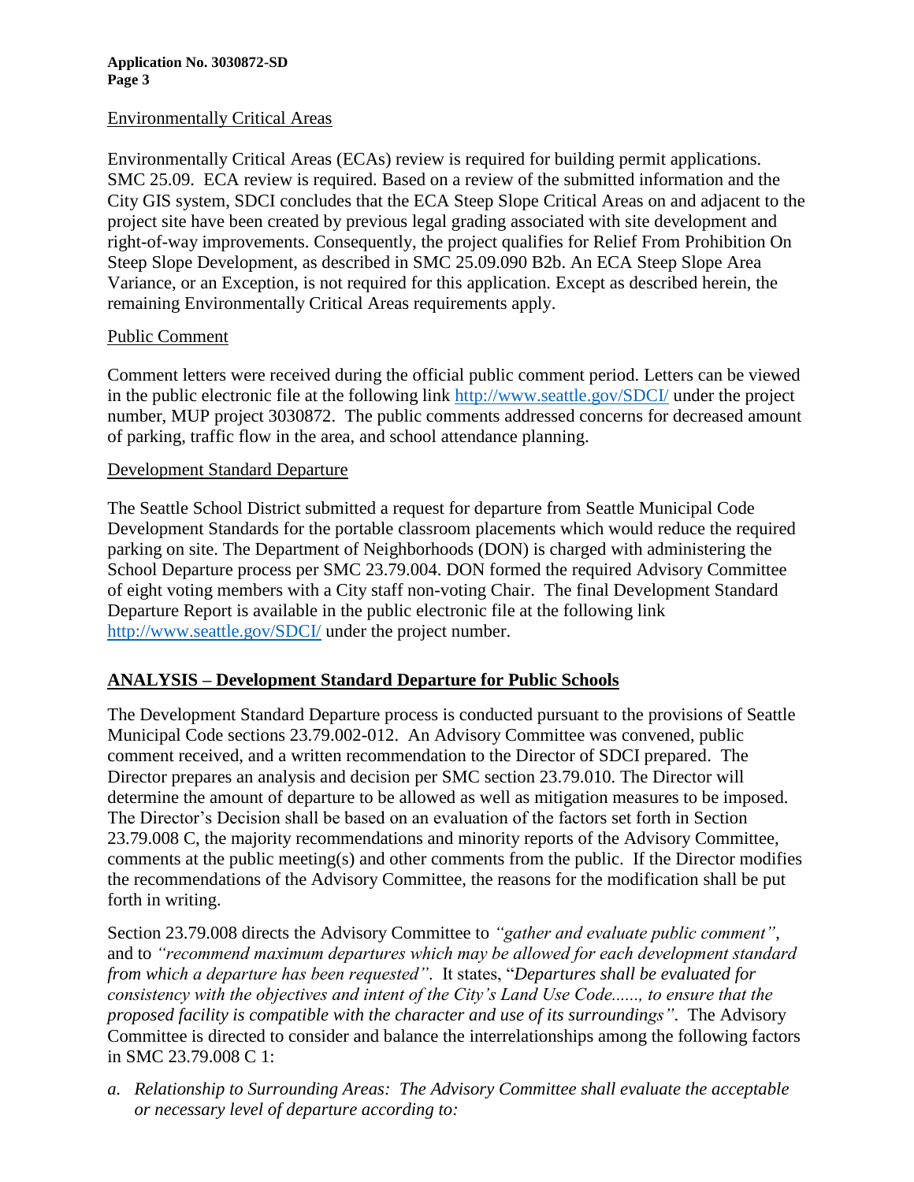Environmentally Critical Areas

Environmentally Critical Areas (ECAs) review is required for building permit applications. SMC 25.09. ECA review is required. Based on a review of the submitted information and the City GIS system, SDCI concludes that the ECA Steep Slope Critical Areas on and adjacent to the project site have been created by previous legal grading associated with site development and right-of-way improvements. Consequently, the project qualifies for Relief From Prohibition On Steep Slope Development, as described in SMC 25.09.090 B2b. An ECA Steep Slope Area Variance, or an Exception, is not required for this application. Except as described herein, the remaining Environmentally Critical Areas requirements apply.

Public Comment

Comment letters were received during the official public comment period. Letters can be viewed in the public electronic file at the following link http://www.seattle.gov/SDCI/ under the project number, MUP project 3030872. The public comments addressed concerns for decreased amount of parking, traffic flow in the area, and school attendance planning.

Development Standard Departure

The Seattle School District submitted a request for departure from Seattle Municipal Code Development Standards for the portable classroom placements which would reduce the required parking on site. The Department of Neighborhoods (DON) is charged with administering the School Departure process per SMC 23.79.004. DON formed the required Advisory Committee of eight voting members with a City staff non-voting Chair. The final Development Standard Departure Report is available in the public electronic file at the following link http://www.seattle.gov/SDCI/ under the project number.

## ANALYSIS – Development Standard Departure for Public Schools

The Development Standard Departure process is conducted pursuant to the provisions of Seattle Municipal Code sections 23.79.002-012. An Advisory Committee was convened, public comment received, and a written recommendation to the Director of SDCI prepared. The Director prepares an analysis and decision per SMC section 23.79.010. The Director will determine the amount of departure to be allowed as well as mitigation measures to be imposed. The Director's Decision shall be based on an evaluation of the factors set forth in Section 23.79.008 C, the majority recommendations and minority reports of the Advisory Committee, comments at the public meeting(s) and other comments from the public. If the Director modifies the recommendations of the Advisory Committee, the reasons for the modification shall be put forth in writing.

Section 23.79.008 directs the Advisory Committee to *"gather and evaluate public comment"*, and to *"recommend maximum departures which may be allowed for each development standard from which a departure has been requested"*. It states, "*Departures shall be evaluated for consistency with the objectives and intent of the City's Land Use Code......, to ensure that the proposed facility is compatible with the character and use of its surroundings"*. The Advisory Committee is directed to consider and balance the interrelationships among the following factors in SMC 23.79.008 C 1:

*a. Relationship to Surrounding Areas: The Advisory Committee shall evaluate the acceptable or necessary level of departure according to:*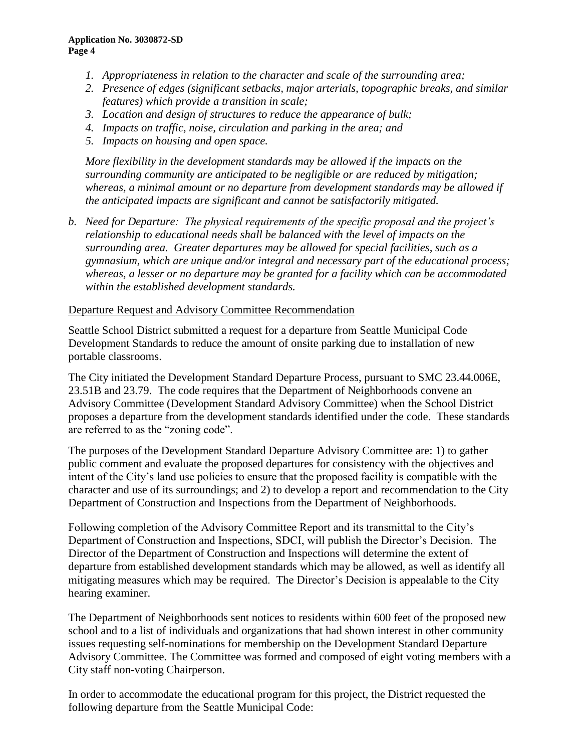1. *Appropriateness in relation to the character and scale of the surrounding area;*
2. *Presence of edges (significant setbacks, major arterials, topographic breaks, and similar features) which provide a transition in scale;*
3. *Location and design of structures to reduce the appearance of bulk;*
4. *Impacts on traffic, noise, circulation and parking in the area; and*
5. *Impacts on housing and open space.*

*More flexibility in the development standards may be allowed if the impacts on the surrounding community are anticipated to be negligible or are reduced by mitigation; whereas, a minimal amount or no departure from development standards may be allowed if the anticipated impacts are significant and cannot be satisfactorily mitigated.*

*b. Need for Departure: The physical requirements of the specific proposal and the project's relationship to educational needs shall be balanced with the level of impacts on the surrounding area. Greater departures may be allowed for special facilities, such as a gymnasium, which are unique and/or integral and necessary part of the educational process; whereas, a lesser or no departure may be granted for a facility which can be accommodated within the established development standards.*

<u>Departure Request and Advisory Committee Recommendation</u>

Seattle School District submitted a request for a departure from Seattle Municipal Code Development Standards to reduce the amount of onsite parking due to installation of new portable classrooms.

The City initiated the Development Standard Departure Process, pursuant to SMC 23.44.006E, 23.51B and 23.79. The code requires that the Department of Neighborhoods convene an Advisory Committee (Development Standard Advisory Committee) when the School District proposes a departure from the development standards identified under the code. These standards are referred to as the "zoning code".

The purposes of the Development Standard Departure Advisory Committee are: 1) to gather public comment and evaluate the proposed departures for consistency with the objectives and intent of the City's land use policies to ensure that the proposed facility is compatible with the character and use of its surroundings; and 2) to develop a report and recommendation to the City Department of Construction and Inspections from the Department of Neighborhoods.

Following completion of the Advisory Committee Report and its transmittal to the City's Department of Construction and Inspections, SDCI, will publish the Director's Decision. The Director of the Department of Construction and Inspections will determine the extent of departure from established development standards which may be allowed, as well as identify all mitigating measures which may be required. The Director's Decision is appealable to the City hearing examiner.

The Department of Neighborhoods sent notices to residents within 600 feet of the proposed new school and to a list of individuals and organizations that had shown interest in other community issues requesting self-nominations for membership on the Development Standard Departure Advisory Committee. The Committee was formed and composed of eight voting members with a City staff non-voting Chairperson.

In order to accommodate the educational program for this project, the District requested the following departure from the Seattle Municipal Code: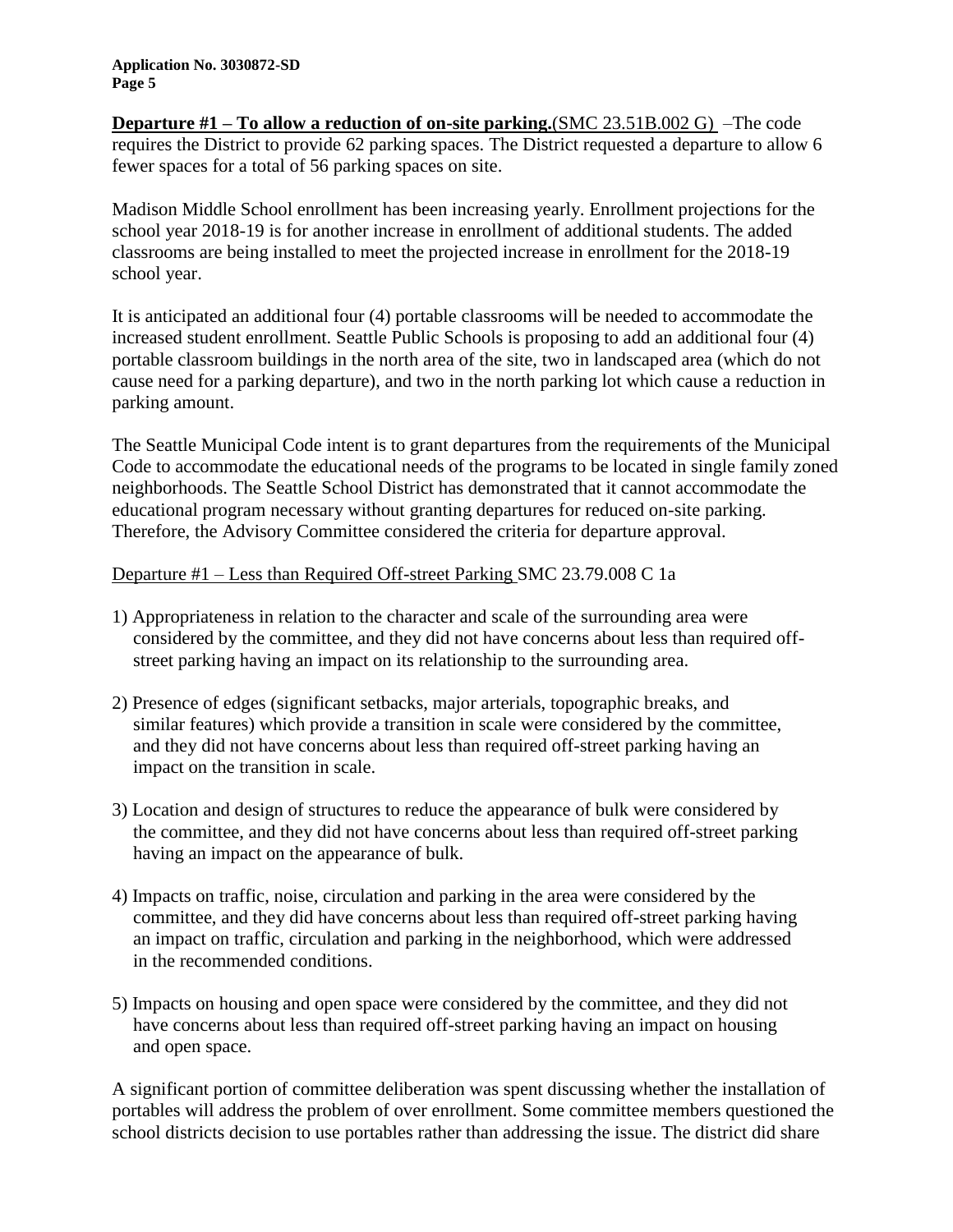**Departure #1 – To allow a reduction of on-site parking.** (SMC 23.51B.002 G) –The code requires the District to provide 62 parking spaces. The District requested a departure to allow 6 fewer spaces for a total of 56 parking spaces on site.

Madison Middle School enrollment has been increasing yearly. Enrollment projections for the school year 2018-19 is for another increase in enrollment of additional students. The added classrooms are being installed to meet the projected increase in enrollment for the 2018-19 school year.

It is anticipated an additional four (4) portable classrooms will be needed to accommodate the increased student enrollment. Seattle Public Schools is proposing to add an additional four (4) portable classroom buildings in the north area of the site, two in landscaped area (which do not cause need for a parking departure), and two in the north parking lot which cause a reduction in parking amount.

The Seattle Municipal Code intent is to grant departures from the requirements of the Municipal Code to accommodate the educational needs of the programs to be located in single family zoned neighborhoods. The Seattle School District has demonstrated that it cannot accommodate the educational program necessary without granting departures for reduced on-site parking. Therefore, the Advisory Committee considered the criteria for departure approval.

Departure #1 – Less than Required Off-street Parking SMC 23.79.008 C 1a

1) Appropriateness in relation to the character and scale of the surrounding area were considered by the committee, and they did not have concerns about less than required off-street parking having an impact on its relationship to the surrounding area.

2) Presence of edges (significant setbacks, major arterials, topographic breaks, and similar features) which provide a transition in scale were considered by the committee, and they did not have concerns about less than required off-street parking having an impact on the transition in scale.

3) Location and design of structures to reduce the appearance of bulk were considered by the committee, and they did not have concerns about less than required off-street parking having an impact on the appearance of bulk.

4) Impacts on traffic, noise, circulation and parking in the area were considered by the committee, and they did have concerns about less than required off-street parking having an impact on traffic, circulation and parking in the neighborhood, which were addressed in the recommended conditions.

5) Impacts on housing and open space were considered by the committee, and they did not have concerns about less than required off-street parking having an impact on housing and open space.

A significant portion of committee deliberation was spent discussing whether the installation of portables will address the problem of over enrollment. Some committee members questioned the school districts decision to use portables rather than addressing the issue. The district did share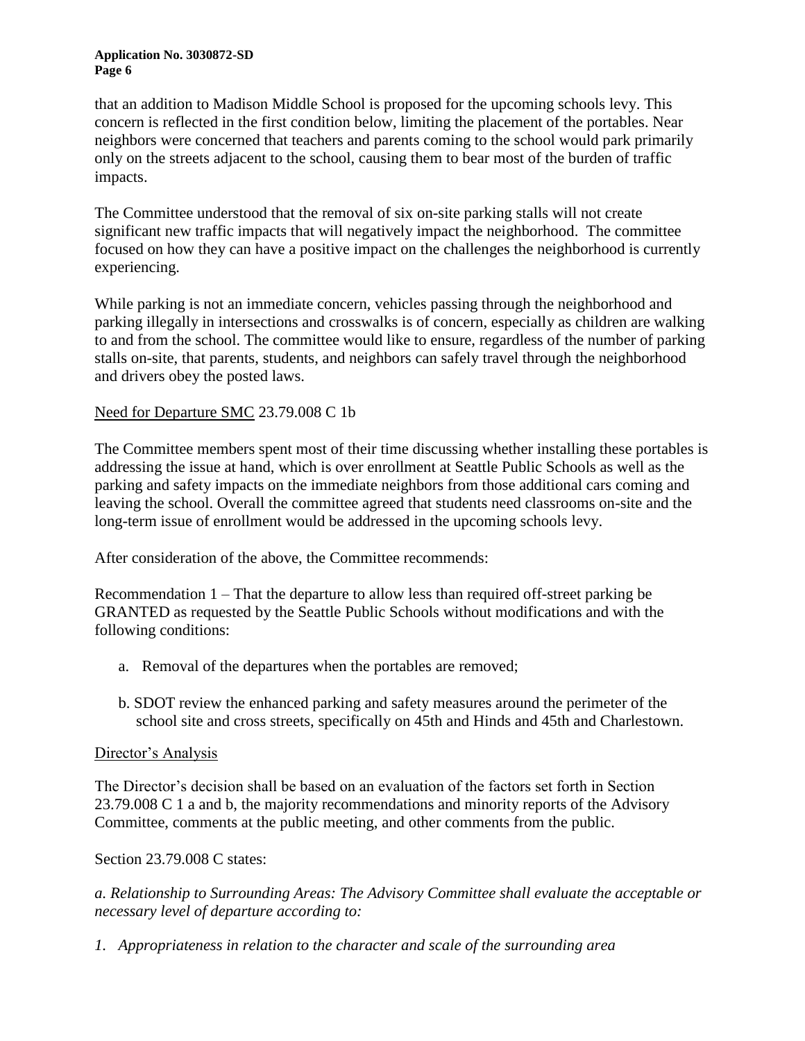that an addition to Madison Middle School is proposed for the upcoming schools levy. This concern is reflected in the first condition below, limiting the placement of the portables. Near neighbors were concerned that teachers and parents coming to the school would park primarily only on the streets adjacent to the school, causing them to bear most of the burden of traffic impacts.

The Committee understood that the removal of six on-site parking stalls will not create significant new traffic impacts that will negatively impact the neighborhood. The committee focused on how they can have a positive impact on the challenges the neighborhood is currently experiencing.

While parking is not an immediate concern, vehicles passing through the neighborhood and parking illegally in intersections and crosswalks is of concern, especially as children are walking to and from the school. The committee would like to ensure, regardless of the number of parking stalls on-site, that parents, students, and neighbors can safely travel through the neighborhood and drivers obey the posted laws.

<u>Need for Departure SMC</u> 23.79.008 C 1b

The Committee members spent most of their time discussing whether installing these portables is addressing the issue at hand, which is over enrollment at Seattle Public Schools as well as the parking and safety impacts on the immediate neighbors from those additional cars coming and leaving the school. Overall the committee agreed that students need classrooms on-site and the long-term issue of enrollment would be addressed in the upcoming schools levy.

After consideration of the above, the Committee recommends:

Recommendation 1 – That the departure to allow less than required off-street parking be GRANTED as requested by the Seattle Public Schools without modifications and with the following conditions:

a. Removal of the departures when the portables are removed;

b. SDOT review the enhanced parking and safety measures around the perimeter of the school site and cross streets, specifically on 45th and Hinds and 45th and Charlestown.

<u>Director's Analysis</u>

The Director's decision shall be based on an evaluation of the factors set forth in Section 23.79.008 C 1 a and b, the majority recommendations and minority reports of the Advisory Committee, comments at the public meeting, and other comments from the public.

Section 23.79.008 C states:

*a. Relationship to Surrounding Areas: The Advisory Committee shall evaluate the acceptable or necessary level of departure according to:*

*1. Appropriateness in relation to the character and scale of the surrounding area*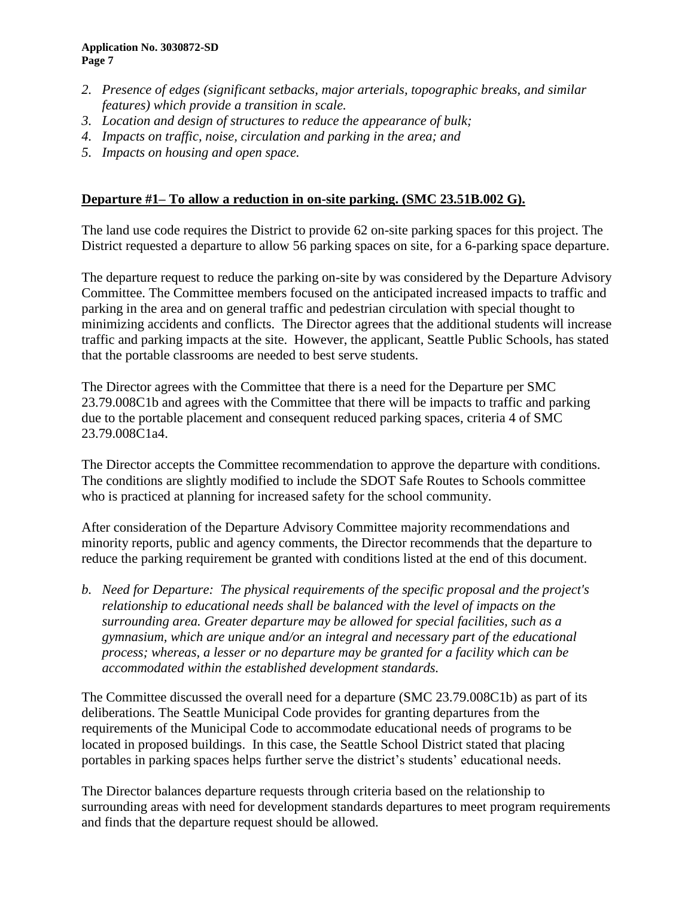2. *Presence of edges (significant setbacks, major arterials, topographic breaks, and similar features) which provide a transition in scale.*
3. *Location and design of structures to reduce the appearance of bulk;*
4. *Impacts on traffic, noise, circulation and parking in the area; and*
5. *Impacts on housing and open space.*

**Departure #1– To allow a reduction in on-site parking. (SMC 23.51B.002 G).**

The land use code requires the District to provide 62 on-site parking spaces for this project. The District requested a departure to allow 56 parking spaces on site, for a 6-parking space departure.

The departure request to reduce the parking on-site by was considered by the Departure Advisory Committee. The Committee members focused on the anticipated increased impacts to traffic and parking in the area and on general traffic and pedestrian circulation with special thought to minimizing accidents and conflicts. The Director agrees that the additional students will increase traffic and parking impacts at the site. However, the applicant, Seattle Public Schools, has stated that the portable classrooms are needed to best serve students.

The Director agrees with the Committee that there is a need for the Departure per SMC 23.79.008C1b and agrees with the Committee that there will be impacts to traffic and parking due to the portable placement and consequent reduced parking spaces, criteria 4 of SMC 23.79.008C1a4.

The Director accepts the Committee recommendation to approve the departure with conditions. The conditions are slightly modified to include the SDOT Safe Routes to Schools committee who is practiced at planning for increased safety for the school community.

After consideration of the Departure Advisory Committee majority recommendations and minority reports, public and agency comments, the Director recommends that the departure to reduce the parking requirement be granted with conditions listed at the end of this document.

*b. Need for Departure: The physical requirements of the specific proposal and the project's relationship to educational needs shall be balanced with the level of impacts on the surrounding area. Greater departure may be allowed for special facilities, such as a gymnasium, which are unique and/or an integral and necessary part of the educational process; whereas, a lesser or no departure may be granted for a facility which can be accommodated within the established development standards.*

The Committee discussed the overall need for a departure (SMC 23.79.008C1b) as part of its deliberations. The Seattle Municipal Code provides for granting departures from the requirements of the Municipal Code to accommodate educational needs of programs to be located in proposed buildings. In this case, the Seattle School District stated that placing portables in parking spaces helps further serve the district's students' educational needs.

The Director balances departure requests through criteria based on the relationship to surrounding areas with need for development standards departures to meet program requirements and finds that the departure request should be allowed.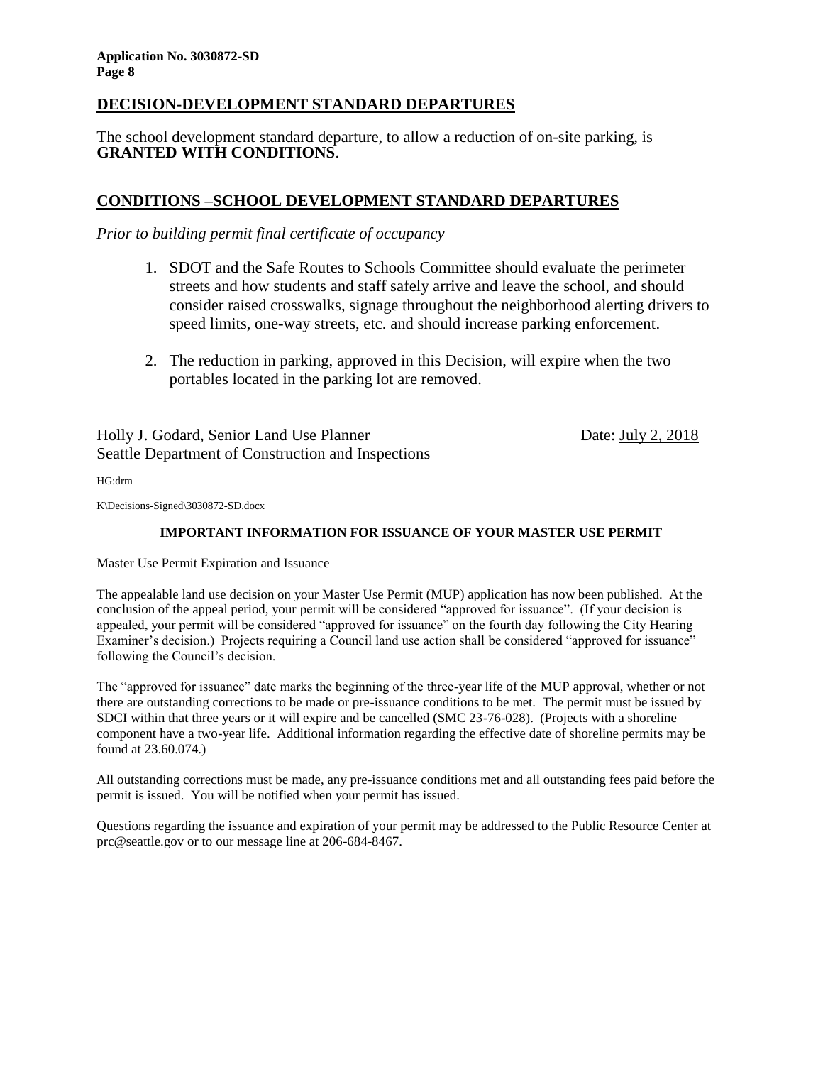## DECISION-DEVELOPMENT STANDARD DEPARTURES

The school development standard departure, to allow a reduction of on-site parking, is **GRANTED WITH CONDITIONS**.

## CONDITIONS –SCHOOL DEVELOPMENT STANDARD DEPARTURES

*Prior to building permit final certificate of occupancy*

1. SDOT and the Safe Routes to Schools Committee should evaluate the perimeter streets and how students and staff safely arrive and leave the school, and should consider raised crosswalks, signage throughout the neighborhood alerting drivers to speed limits, one-way streets, etc. and should increase parking enforcement.

2. The reduction in parking, approved in this Decision, will expire when the two portables located in the parking lot are removed.

Holly J. Godard, Senior Land Use Planner
Seattle Department of Construction and Inspections

Date: July 2, 2018

HG:drm

K\Decisions-Signed\3030872-SD.docx

**IMPORTANT INFORMATION FOR ISSUANCE OF YOUR MASTER USE PERMIT**

Master Use Permit Expiration and Issuance

The appealable land use decision on your Master Use Permit (MUP) application has now been published. At the conclusion of the appeal period, your permit will be considered "approved for issuance". (If your decision is appealed, your permit will be considered "approved for issuance" on the fourth day following the City Hearing Examiner's decision.) Projects requiring a Council land use action shall be considered "approved for issuance" following the Council's decision.

The "approved for issuance" date marks the beginning of the three-year life of the MUP approval, whether or not there are outstanding corrections to be made or pre-issuance conditions to be met. The permit must be issued by SDCI within that three years or it will expire and be cancelled (SMC 23-76-028). (Projects with a shoreline component have a two-year life. Additional information regarding the effective date of shoreline permits may be found at 23.60.074.)

All outstanding corrections must be made, any pre-issuance conditions met and all outstanding fees paid before the permit is issued. You will be notified when your permit has issued.

Questions regarding the issuance and expiration of your permit may be addressed to the Public Resource Center at prc@seattle.gov or to our message line at 206-684-8467.